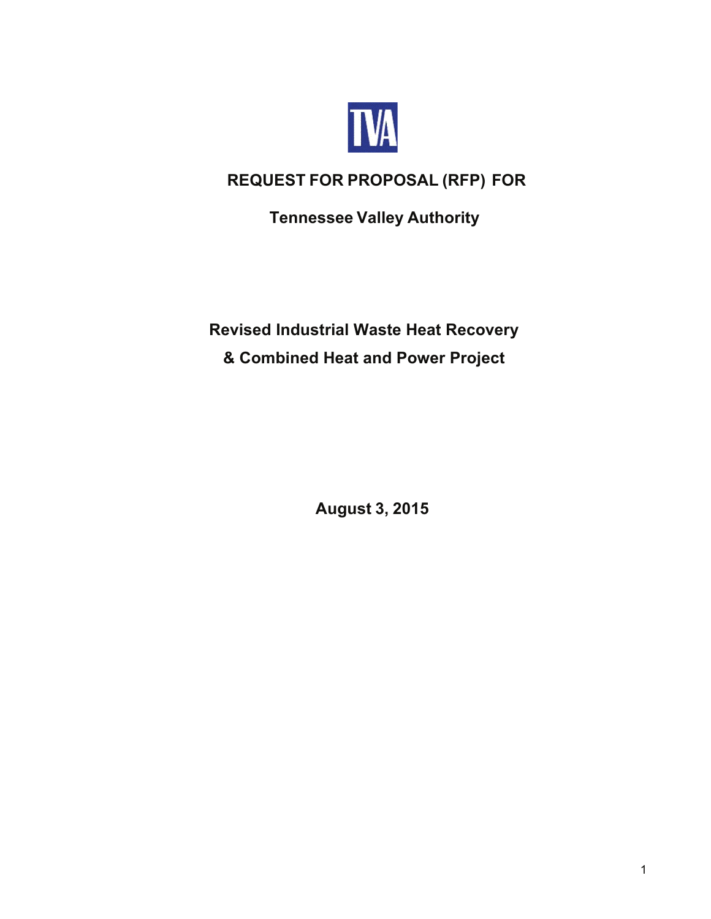TVA

# REQUEST FOR PROPOSAL (RFP) FOR

## Tennessee Valley Authority

## Revised Industrial Waste Heat Recovery & Combined Heat and Power Project

**August 3, 2015**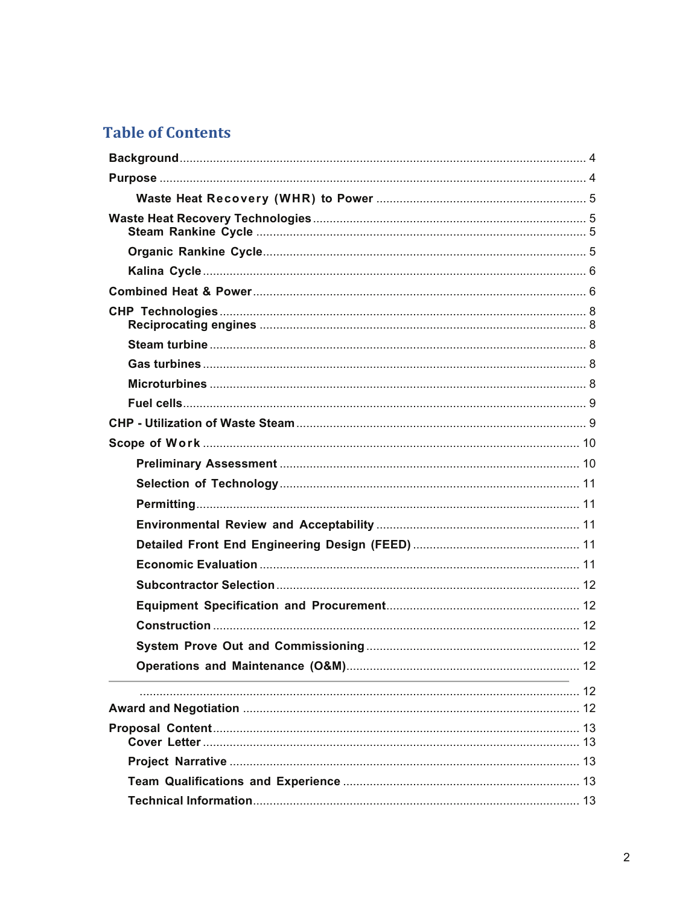## Table of Contents

- Background ........ 4
- Purpose ........ 4
    - Waste Heat Recovery (WHR) to Power ........ 5
- Waste Heat Recovery Technologies ........ 5
    - Steam Rankine Cycle ........ 5
    - Organic Rankine Cycle ........ 5
    - Kalina Cycle ........ 6
- Combined Heat & Power ........ 6
- CHP Technologies ........ 8
    - Reciprocating engines ........ 8
    - Steam turbine ........ 8
    - Gas turbines ........ 8
    - Microturbines ........ 8
    - Fuel cells ........ 9
- CHP - Utilization of Waste Steam ........ 9
- Scope of Work ........ 10
    - Preliminary Assessment ........ 10
    - Selection of Technology ........ 11
    - Permitting ........ 11
    - Environmental Review and Acceptability ........ 11
    - Detailed Front End Engineering Design (FEED) ........ 11
    - Economic Evaluation ........ 11
    - Subcontractor Selection ........ 12
    - Equipment Specification and Procurement ........ 12
    - Construction ........ 12
    - System Prove Out and Commissioning ........ 12
    - Operations and Maintenance (O&M) ........ 12

---

........ 12

- Award and Negotiation ........ 12
- Proposal Content ........ 13
    - Cover Letter ........ 13
    - Project Narrative ........ 13
    - Team Qualifications and Experience ........ 13
    - Technical Information ........ 13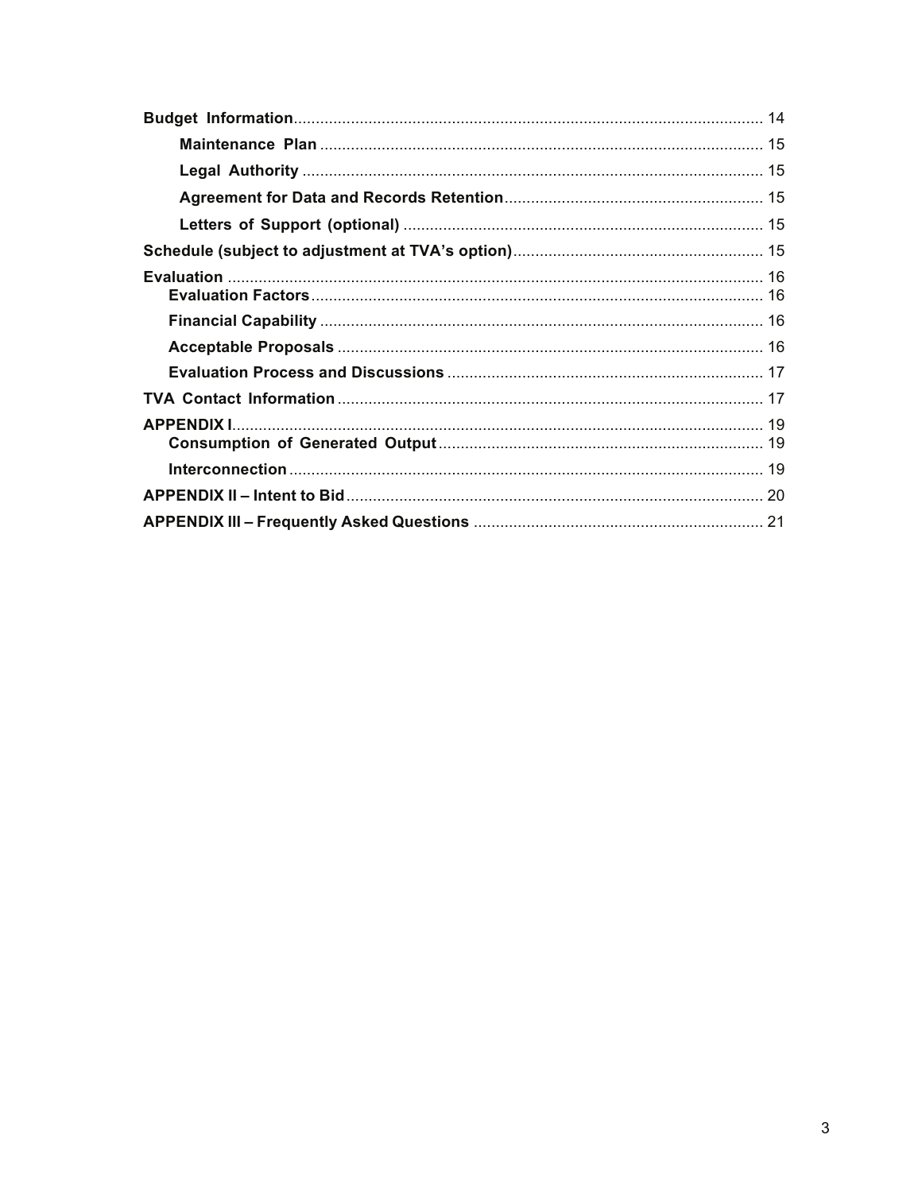**Budget Information** .......... 14

- **Maintenance Plan** .......... 15
- **Legal Authority** .......... 15
- **Agreement for Data and Records Retention** .......... 15
- **Letters of Support (optional)** .......... 15

**Schedule (subject to adjustment at TVA's option)** .......... 15

**Evaluation** .......... 16

- **Evaluation Factors** .......... 16
- **Financial Capability** .......... 16
- **Acceptable Proposals** .......... 16
- **Evaluation Process and Discussions** .......... 17

**TVA Contact Information** .......... 17

**APPENDIX I** .......... 19

- **Consumption of Generated Output** .......... 19
- **Interconnection** .......... 19

**APPENDIX II – Intent to Bid** .......... 20

**APPENDIX III – Frequently Asked Questions** .......... 21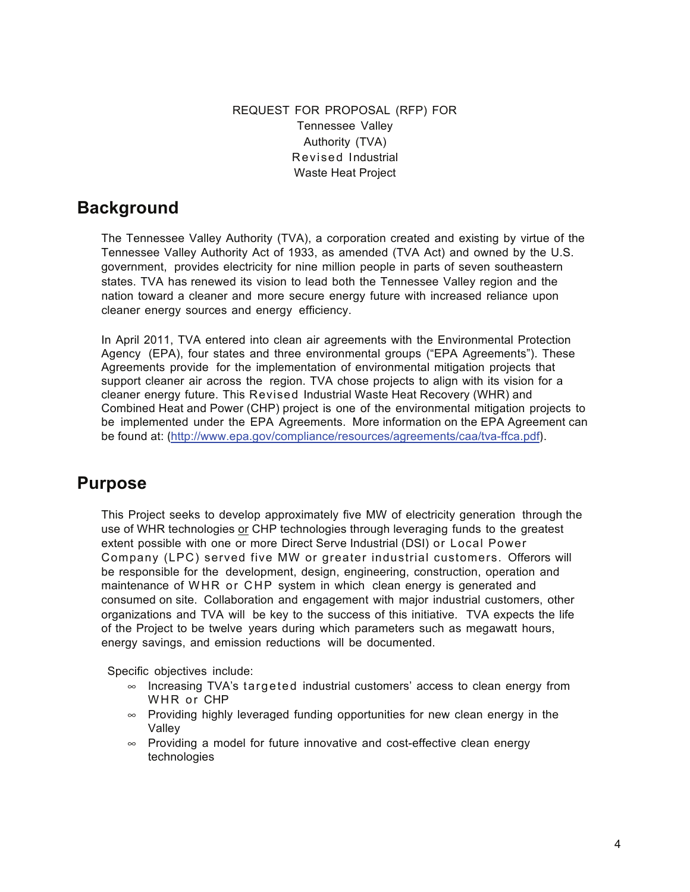REQUEST FOR PROPOSAL (RFP) FOR
Tennessee Valley
Authority (TVA)
Revised Industrial
Waste Heat Project

## Background

The Tennessee Valley Authority (TVA), a corporation created and existing by virtue of the Tennessee Valley Authority Act of 1933, as amended (TVA Act) and owned by the U.S. government, provides electricity for nine million people in parts of seven southeastern states. TVA has renewed its vision to lead both the Tennessee Valley region and the nation toward a cleaner and more secure energy future with increased reliance upon cleaner energy sources and energy efficiency.

In April 2011, TVA entered into clean air agreements with the Environmental Protection Agency (EPA), four states and three environmental groups ("EPA Agreements"). These Agreements provide for the implementation of environmental mitigation projects that support cleaner air across the region. TVA chose projects to align with its vision for a cleaner energy future. This Revised Industrial Waste Heat Recovery (WHR) and Combined Heat and Power (CHP) project is one of the environmental mitigation projects to be implemented under the EPA Agreements. More information on the EPA Agreement can be found at: (http://www.epa.gov/compliance/resources/agreements/caa/tva-ffca.pdf).

## Purpose

This Project seeks to develop approximately five MW of electricity generation through the use of WHR technologies <u>or</u> CHP technologies through leveraging funds to the greatest extent possible with one or more Direct Serve Industrial (DSI) or Local Power Company (LPC) served five MW or greater industrial customers. Offerors will be responsible for the development, design, engineering, construction, operation and maintenance of WHR or CHP system in which clean energy is generated and consumed on site. Collaboration and engagement with major industrial customers, other organizations and TVA will be key to the success of this initiative. TVA expects the life of the Project to be twelve years during which parameters such as megawatt hours, energy savings, and emission reductions will be documented.

Specific objectives include:

- Increasing TVA's targeted industrial customers' access to clean energy from WHR or CHP
- Providing highly leveraged funding opportunities for new clean energy in the Valley
- Providing a model for future innovative and cost-effective clean energy technologies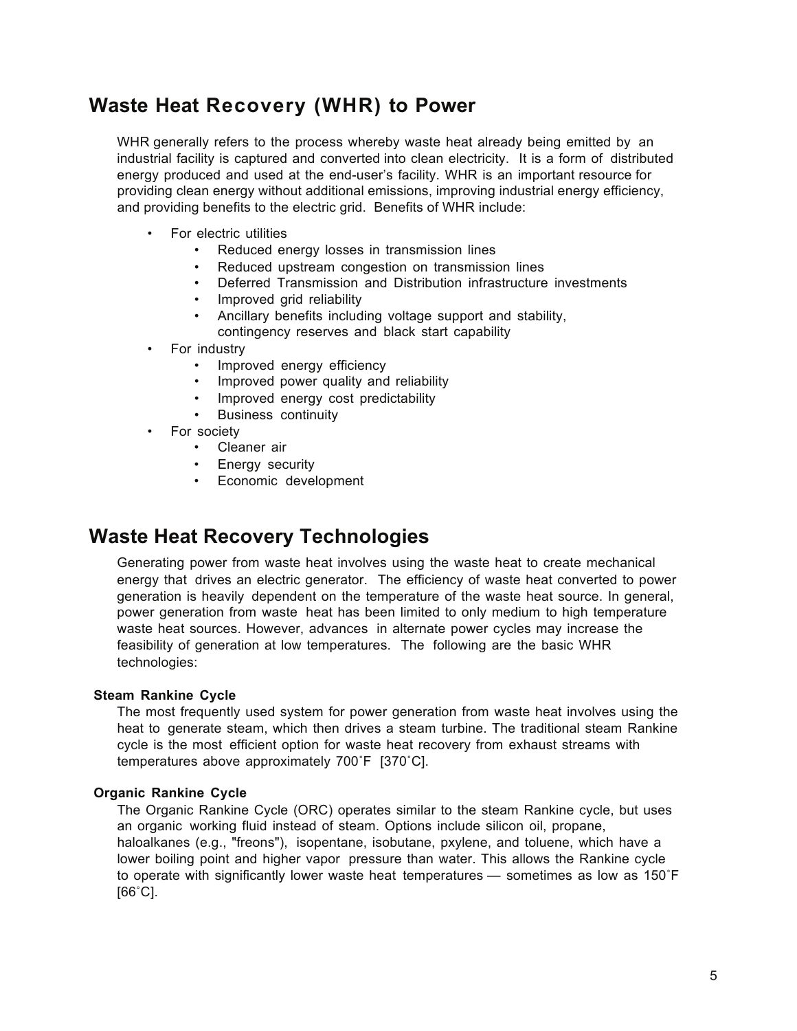## Waste Heat Recovery (WHR) to Power

WHR generally refers to the process whereby waste heat already being emitted by an industrial facility is captured and converted into clean electricity. It is a form of distributed energy produced and used at the end-user's facility. WHR is an important resource for providing clean energy without additional emissions, improving industrial energy efficiency, and providing benefits to the electric grid. Benefits of WHR include:

- For electric utilities
  - Reduced energy losses in transmission lines
  - Reduced upstream congestion on transmission lines
  - Deferred Transmission and Distribution infrastructure investments
  - Improved grid reliability
  - Ancillary benefits including voltage support and stability, contingency reserves and black start capability
- For industry
  - Improved energy efficiency
  - Improved power quality and reliability
  - Improved energy cost predictability
  - Business continuity
- For society
  - Cleaner air
  - Energy security
  - Economic development

## Waste Heat Recovery Technologies

Generating power from waste heat involves using the waste heat to create mechanical energy that drives an electric generator. The efficiency of waste heat converted to power generation is heavily dependent on the temperature of the waste heat source. In general, power generation from waste heat has been limited to only medium to high temperature waste heat sources. However, advances in alternate power cycles may increase the feasibility of generation at low temperatures. The following are the basic WHR technologies:

**Steam Rankine Cycle**

The most frequently used system for power generation from waste heat involves using the heat to generate steam, which then drives a steam turbine. The traditional steam Rankine cycle is the most efficient option for waste heat recovery from exhaust streams with temperatures above approximately 700˚F [370˚C].

**Organic Rankine Cycle**

The Organic Rankine Cycle (ORC) operates similar to the steam Rankine cycle, but uses an organic working fluid instead of steam. Options include silicon oil, propane, haloalkanes (e.g., "freons"), isopentane, isobutane, pxylene, and toluene, which have a lower boiling point and higher vapor pressure than water. This allows the Rankine cycle to operate with significantly lower waste heat temperatures — sometimes as low as 150˚F [66˚C].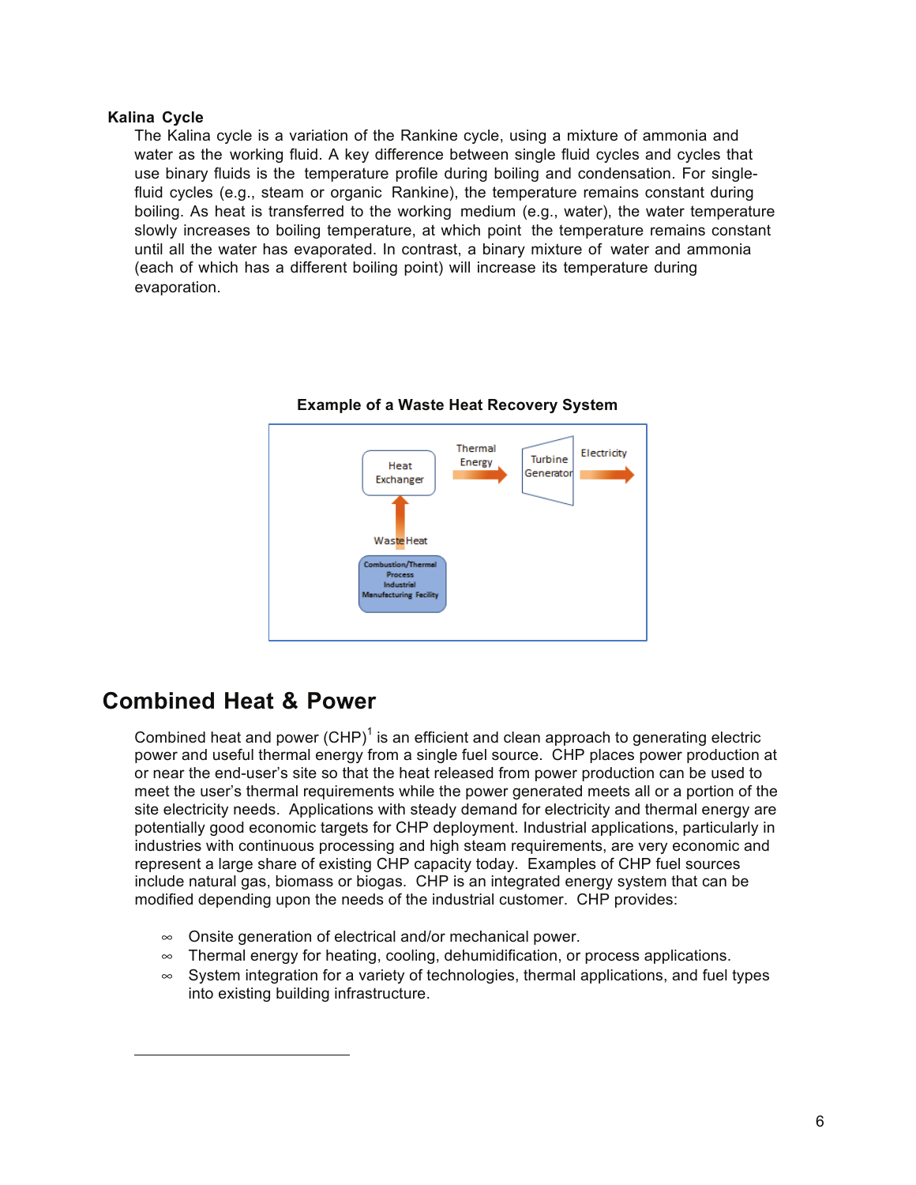### Kalina Cycle

The Kalina cycle is a variation of the Rankine cycle, using a mixture of ammonia and water as the working fluid. A key difference between single fluid cycles and cycles that use binary fluids is the temperature profile during boiling and condensation. For single-fluid cycles (e.g., steam or organic Rankine), the temperature remains constant during boiling. As heat is transferred to the working medium (e.g., water), the water temperature slowly increases to boiling temperature, at which point the temperature remains constant until all the water has evaporated. In contrast, a binary mixture of water and ammonia (each of which has a different boiling point) will increase its temperature during evaporation.

**Example of a Waste Heat Recovery System**

Heat Exchanger → Thermal Energy → Turbine Generator → Electricity

Combustion/Thermal Process Industrial Manufacturing Facility → Waste Heat → Heat Exchanger

## Combined Heat & Power

Combined heat and power (CHP)[1] is an efficient and clean approach to generating electric power and useful thermal energy from a single fuel source. CHP places power production at or near the end-user's site so that the heat released from power production can be used to meet the user's thermal requirements while the power generated meets all or a portion of the site electricity needs. Applications with steady demand for electricity and thermal energy are potentially good economic targets for CHP deployment. Industrial applications, particularly in industries with continuous processing and high steam requirements, are very economic and represent a large share of existing CHP capacity today. Examples of CHP fuel sources include natural gas, biomass or biogas. CHP is an integrated energy system that can be modified depending upon the needs of the industrial customer. CHP provides:

- Onsite generation of electrical and/or mechanical power.
- Thermal energy for heating, cooling, dehumidification, or process applications.
- System integration for a variety of technologies, thermal applications, and fuel types into existing building infrastructure.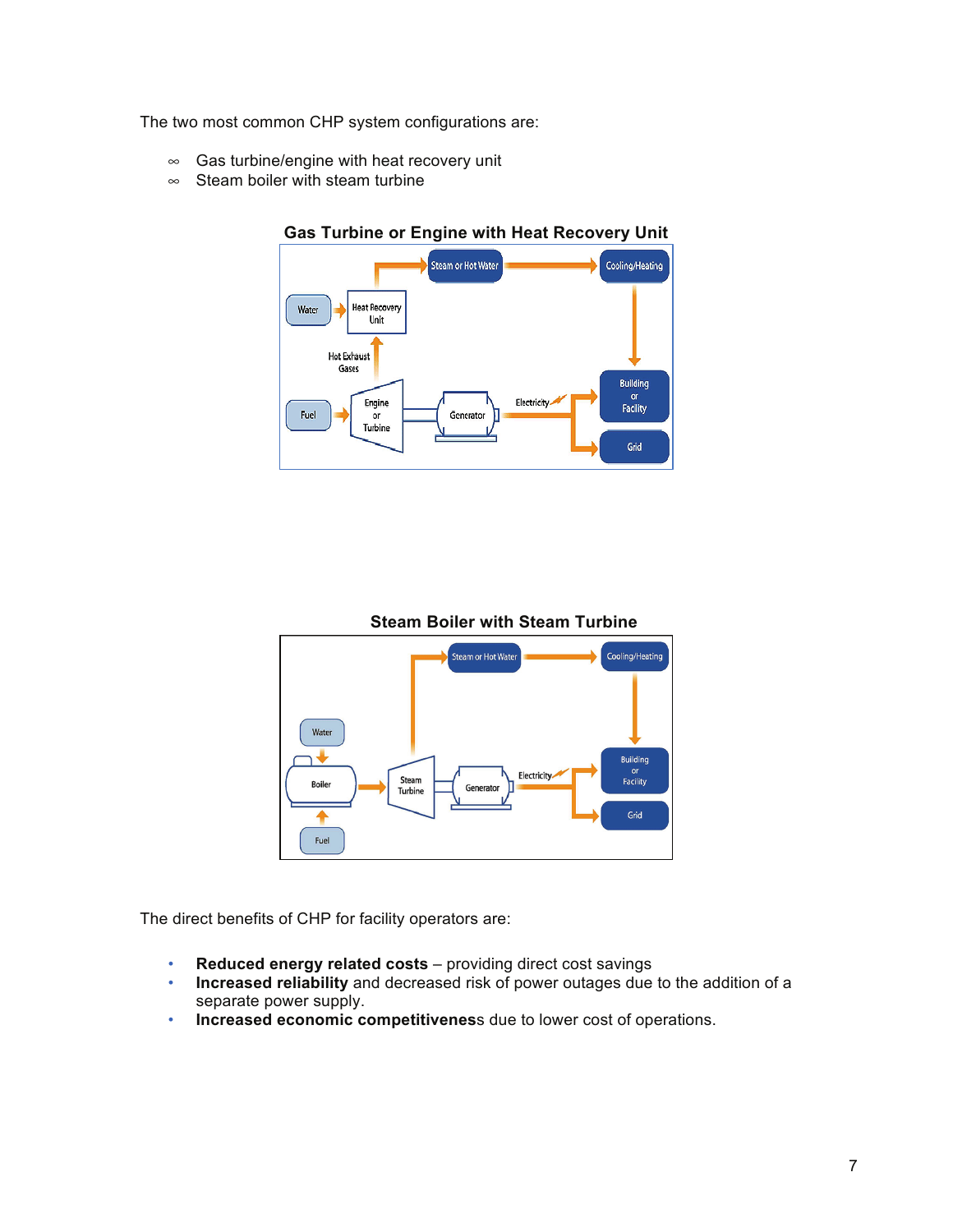The two most common CHP system configurations are:

- Gas turbine/engine with heat recovery unit
- Steam boiler with steam turbine

**Gas Turbine or Engine with Heat Recovery Unit**

**Steam Boiler with Steam Turbine**

The direct benefits of CHP for facility operators are:

- **Reduced energy related costs** – providing direct cost savings
- **Increased reliability** and decreased risk of power outages due to the addition of a separate power supply.
- **Increased economic competitivenes**s due to lower cost of operations.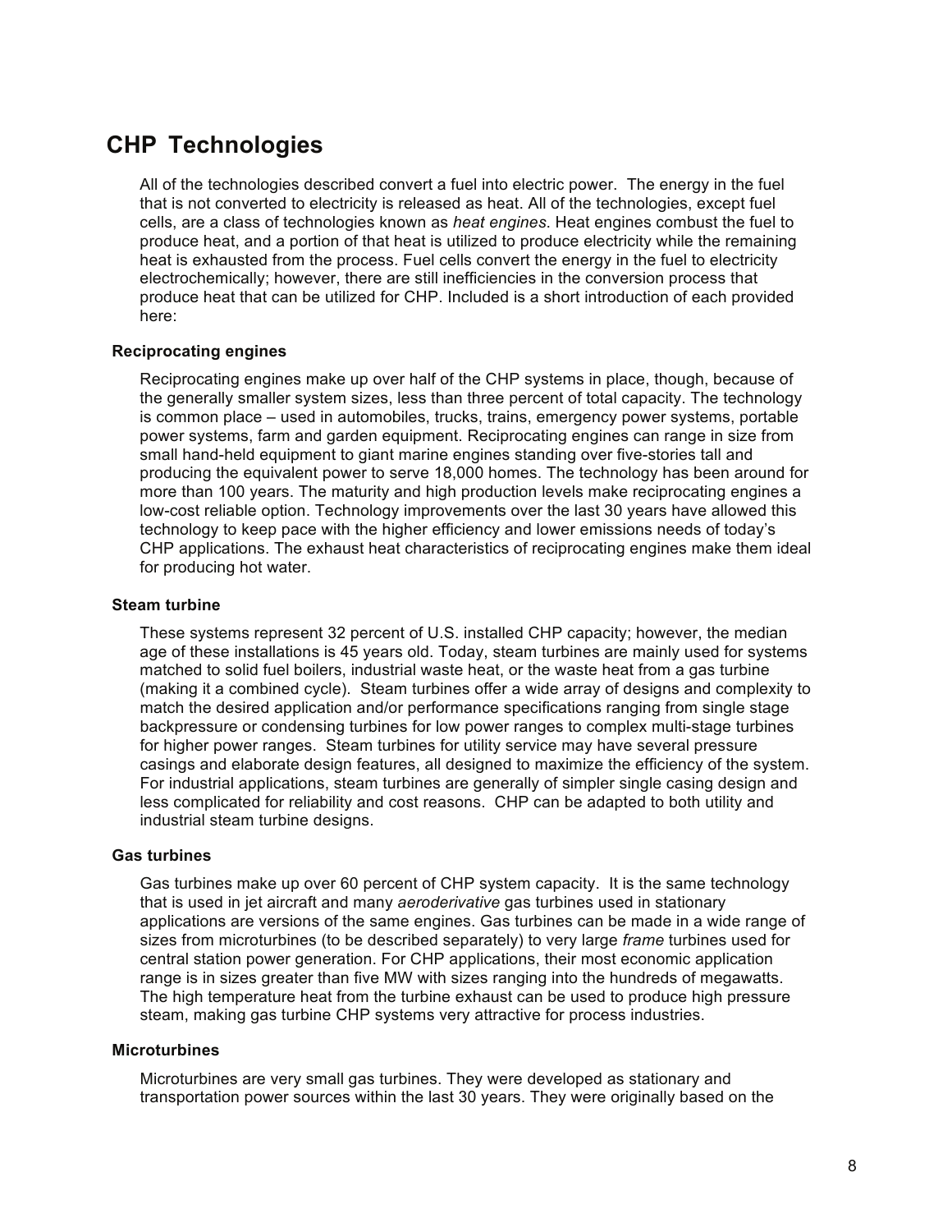## CHP Technologies

All of the technologies described convert a fuel into electric power. The energy in the fuel that is not converted to electricity is released as heat. All of the technologies, except fuel cells, are a class of technologies known as *heat engines*. Heat engines combust the fuel to produce heat, and a portion of that heat is utilized to produce electricity while the remaining heat is exhausted from the process. Fuel cells convert the energy in the fuel to electricity electrochemically; however, there are still inefficiencies in the conversion process that produce heat that can be utilized for CHP. Included is a short introduction of each provided here:

### Reciprocating engines

Reciprocating engines make up over half of the CHP systems in place, though, because of the generally smaller system sizes, less than three percent of total capacity. The technology is common place – used in automobiles, trucks, trains, emergency power systems, portable power systems, farm and garden equipment. Reciprocating engines can range in size from small hand-held equipment to giant marine engines standing over five-stories tall and producing the equivalent power to serve 18,000 homes. The technology has been around for more than 100 years. The maturity and high production levels make reciprocating engines a low-cost reliable option. Technology improvements over the last 30 years have allowed this technology to keep pace with the higher efficiency and lower emissions needs of today's CHP applications. The exhaust heat characteristics of reciprocating engines make them ideal for producing hot water.

### Steam turbine

These systems represent 32 percent of U.S. installed CHP capacity; however, the median age of these installations is 45 years old. Today, steam turbines are mainly used for systems matched to solid fuel boilers, industrial waste heat, or the waste heat from a gas turbine (making it a combined cycle). Steam turbines offer a wide array of designs and complexity to match the desired application and/or performance specifications ranging from single stage backpressure or condensing turbines for low power ranges to complex multi-stage turbines for higher power ranges. Steam turbines for utility service may have several pressure casings and elaborate design features, all designed to maximize the efficiency of the system. For industrial applications, steam turbines are generally of simpler single casing design and less complicated for reliability and cost reasons. CHP can be adapted to both utility and industrial steam turbine designs.

### Gas turbines

Gas turbines make up over 60 percent of CHP system capacity. It is the same technology that is used in jet aircraft and many *aeroderivative* gas turbines used in stationary applications are versions of the same engines. Gas turbines can be made in a wide range of sizes from microturbines (to be described separately) to very large *frame* turbines used for central station power generation. For CHP applications, their most economic application range is in sizes greater than five MW with sizes ranging into the hundreds of megawatts. The high temperature heat from the turbine exhaust can be used to produce high pressure steam, making gas turbine CHP systems very attractive for process industries.

### Microturbines

Microturbines are very small gas turbines. They were developed as stationary and transportation power sources within the last 30 years. They were originally based on the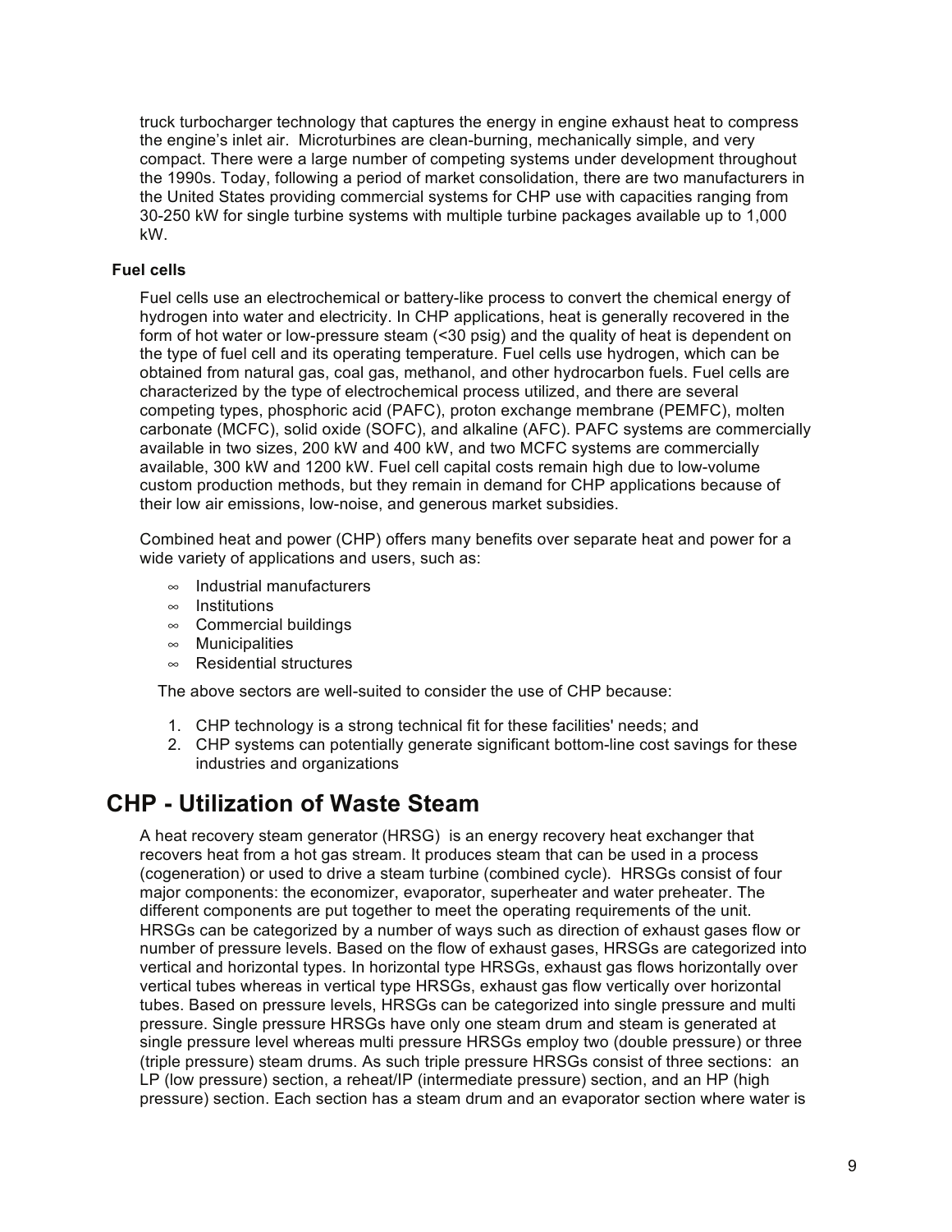truck turbocharger technology that captures the energy in engine exhaust heat to compress the engine's inlet air. Microturbines are clean-burning, mechanically simple, and very compact. There were a large number of competing systems under development throughout the 1990s. Today, following a period of market consolidation, there are two manufacturers in the United States providing commercial systems for CHP use with capacities ranging from 30-250 kW for single turbine systems with multiple turbine packages available up to 1,000 kW.

**Fuel cells**

Fuel cells use an electrochemical or battery-like process to convert the chemical energy of hydrogen into water and electricity. In CHP applications, heat is generally recovered in the form of hot water or low-pressure steam (<30 psig) and the quality of heat is dependent on the type of fuel cell and its operating temperature. Fuel cells use hydrogen, which can be obtained from natural gas, coal gas, methanol, and other hydrocarbon fuels. Fuel cells are characterized by the type of electrochemical process utilized, and there are several competing types, phosphoric acid (PAFC), proton exchange membrane (PEMFC), molten carbonate (MCFC), solid oxide (SOFC), and alkaline (AFC). PAFC systems are commercially available in two sizes, 200 kW and 400 kW, and two MCFC systems are commercially available, 300 kW and 1200 kW. Fuel cell capital costs remain high due to low-volume custom production methods, but they remain in demand for CHP applications because of their low air emissions, low-noise, and generous market subsidies.

Combined heat and power (CHP) offers many benefits over separate heat and power for a wide variety of applications and users, such as:

- Industrial manufacturers
- Institutions
- Commercial buildings
- Municipalities
- Residential structures

The above sectors are well-suited to consider the use of CHP because:

1. CHP technology is a strong technical fit for these facilities' needs; and
2. CHP systems can potentially generate significant bottom-line cost savings for these industries and organizations

## CHP - Utilization of Waste Steam

A heat recovery steam generator (HRSG) is an energy recovery heat exchanger that recovers heat from a hot gas stream. It produces steam that can be used in a process (cogeneration) or used to drive a steam turbine (combined cycle). HRSGs consist of four major components: the economizer, evaporator, superheater and water preheater. The different components are put together to meet the operating requirements of the unit. HRSGs can be categorized by a number of ways such as direction of exhaust gases flow or number of pressure levels. Based on the flow of exhaust gases, HRSGs are categorized into vertical and horizontal types. In horizontal type HRSGs, exhaust gas flows horizontally over vertical tubes whereas in vertical type HRSGs, exhaust gas flow vertically over horizontal tubes. Based on pressure levels, HRSGs can be categorized into single pressure and multi pressure. Single pressure HRSGs have only one steam drum and steam is generated at single pressure level whereas multi pressure HRSGs employ two (double pressure) or three (triple pressure) steam drums. As such triple pressure HRSGs consist of three sections: an LP (low pressure) section, a reheat/IP (intermediate pressure) section, and an HP (high pressure) section. Each section has a steam drum and an evaporator section where water is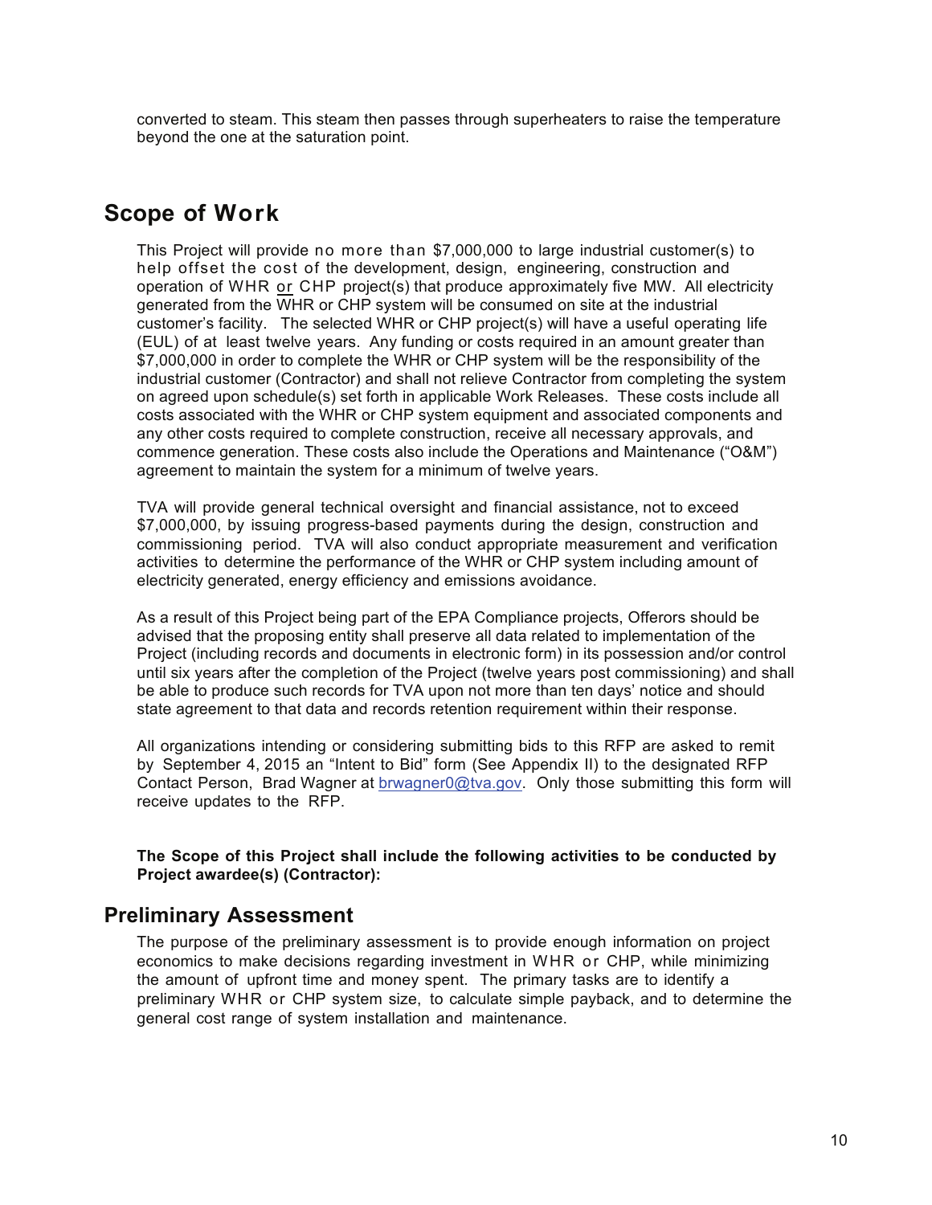converted to steam. This steam then passes through superheaters to raise the temperature beyond the one at the saturation point.

## Scope of Work

This Project will provide no more than $7,000,000 to large industrial customer(s) to help offset the cost of the development, design, engineering, construction and operation of WHR or CHP project(s) that produce approximately five MW. All electricity generated from the WHR or CHP system will be consumed on site at the industrial customer's facility. The selected WHR or CHP project(s) will have a useful operating life (EUL) of at least twelve years. Any funding or costs required in an amount greater than $7,000,000 in order to complete the WHR or CHP system will be the responsibility of the industrial customer (Contractor) and shall not relieve Contractor from completing the system on agreed upon schedule(s) set forth in applicable Work Releases. These costs include all costs associated with the WHR or CHP system equipment and associated components and any other costs required to complete construction, receive all necessary approvals, and commence generation. These costs also include the Operations and Maintenance ("O&M") agreement to maintain the system for a minimum of twelve years.

TVA will provide general technical oversight and financial assistance, not to exceed $7,000,000, by issuing progress-based payments during the design, construction and commissioning period. TVA will also conduct appropriate measurement and verification activities to determine the performance of the WHR or CHP system including amount of electricity generated, energy efficiency and emissions avoidance.

As a result of this Project being part of the EPA Compliance projects, Offerors should be advised that the proposing entity shall preserve all data related to implementation of the Project (including records and documents in electronic form) in its possession and/or control until six years after the completion of the Project (twelve years post commissioning) and shall be able to produce such records for TVA upon not more than ten days' notice and should state agreement to that data and records retention requirement within their response.

All organizations intending or considering submitting bids to this RFP are asked to remit by September 4, 2015 an "Intent to Bid" form (See Appendix II) to the designated RFP Contact Person, Brad Wagner at brwagner0@tva.gov. Only those submitting this form will receive updates to the RFP.

**The Scope of this Project shall include the following activities to be conducted by Project awardee(s) (Contractor):**

## Preliminary Assessment

The purpose of the preliminary assessment is to provide enough information on project economics to make decisions regarding investment in WHR or CHP, while minimizing the amount of upfront time and money spent. The primary tasks are to identify a preliminary WHR or CHP system size, to calculate simple payback, and to determine the general cost range of system installation and maintenance.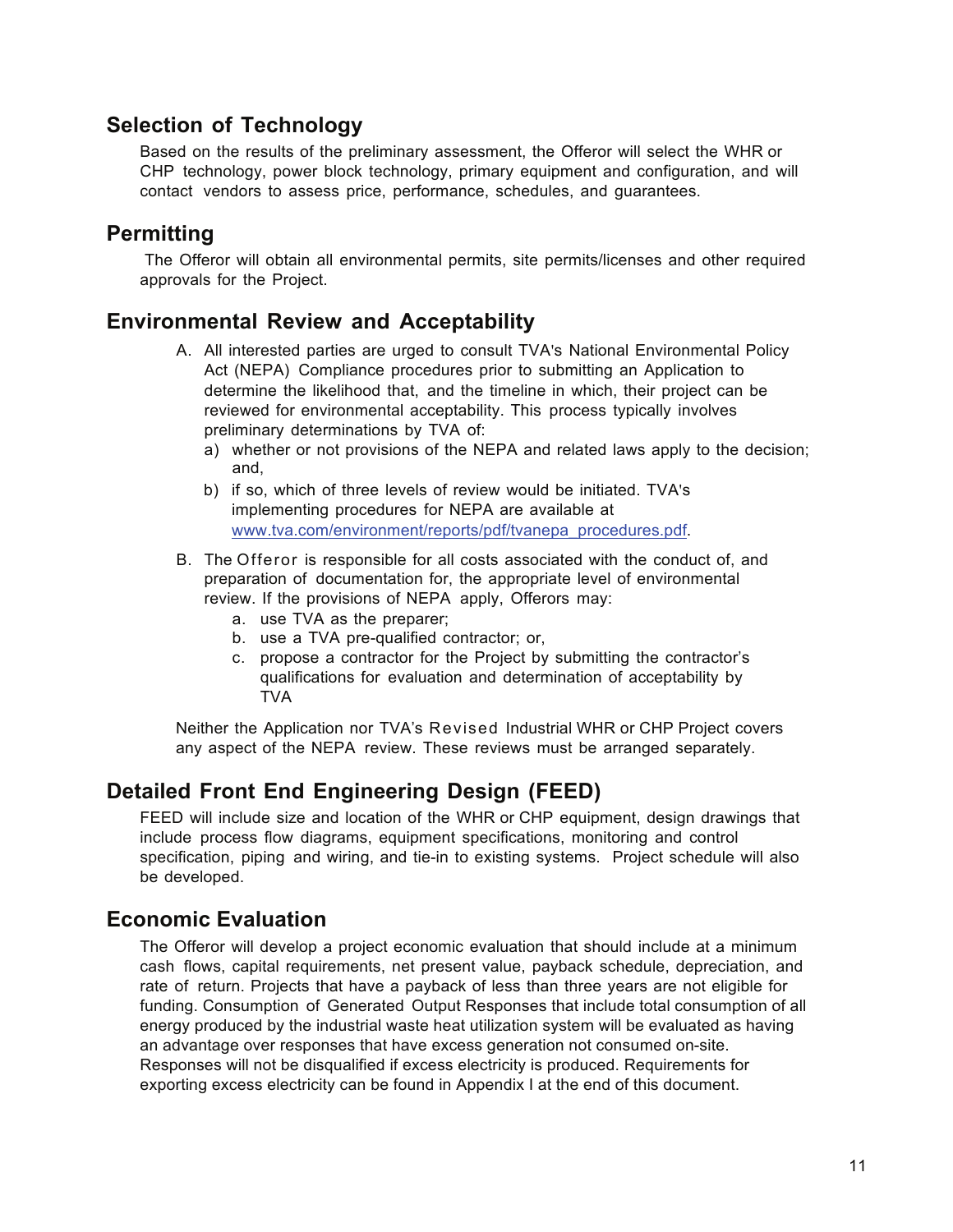## Selection of Technology

Based on the results of the preliminary assessment, the Offeror will select the WHR or CHP technology, power block technology, primary equipment and configuration, and will contact vendors to assess price, performance, schedules, and guarantees.

## Permitting

The Offeror will obtain all environmental permits, site permits/licenses and other required approvals for the Project.

## Environmental Review and Acceptability

A. All interested parties are urged to consult TVA's National Environmental Policy Act (NEPA) Compliance procedures prior to submitting an Application to determine the likelihood that, and the timeline in which, their project can be reviewed for environmental acceptability. This process typically involves preliminary determinations by TVA of:
   a) whether or not provisions of the NEPA and related laws apply to the decision; and,
   b) if so, which of three levels of review would be initiated. TVA's implementing procedures for NEPA are available at [www.tva.com/environment/reports/pdf/tvanepa_procedures.pdf](www.tva.com/environment/reports/pdf/tvanepa_procedures.pdf).

B. The Offeror is responsible for all costs associated with the conduct of, and preparation of documentation for, the appropriate level of environmental review. If the provisions of NEPA apply, Offerors may:
   a. use TVA as the preparer;
   b. use a TVA pre-qualified contractor; or,
   c. propose a contractor for the Project by submitting the contractor's qualifications for evaluation and determination of acceptability by TVA

Neither the Application nor TVA's Revised Industrial WHR or CHP Project covers any aspect of the NEPA review. These reviews must be arranged separately.

## Detailed Front End Engineering Design (FEED)

FEED will include size and location of the WHR or CHP equipment, design drawings that include process flow diagrams, equipment specifications, monitoring and control specification, piping and wiring, and tie-in to existing systems. Project schedule will also be developed.

## Economic Evaluation

The Offeror will develop a project economic evaluation that should include at a minimum cash flows, capital requirements, net present value, payback schedule, depreciation, and rate of return. Projects that have a payback of less than three years are not eligible for funding. Consumption of Generated Output Responses that include total consumption of all energy produced by the industrial waste heat utilization system will be evaluated as having an advantage over responses that have excess generation not consumed on-site. Responses will not be disqualified if excess electricity is produced. Requirements for exporting excess electricity can be found in Appendix I at the end of this document.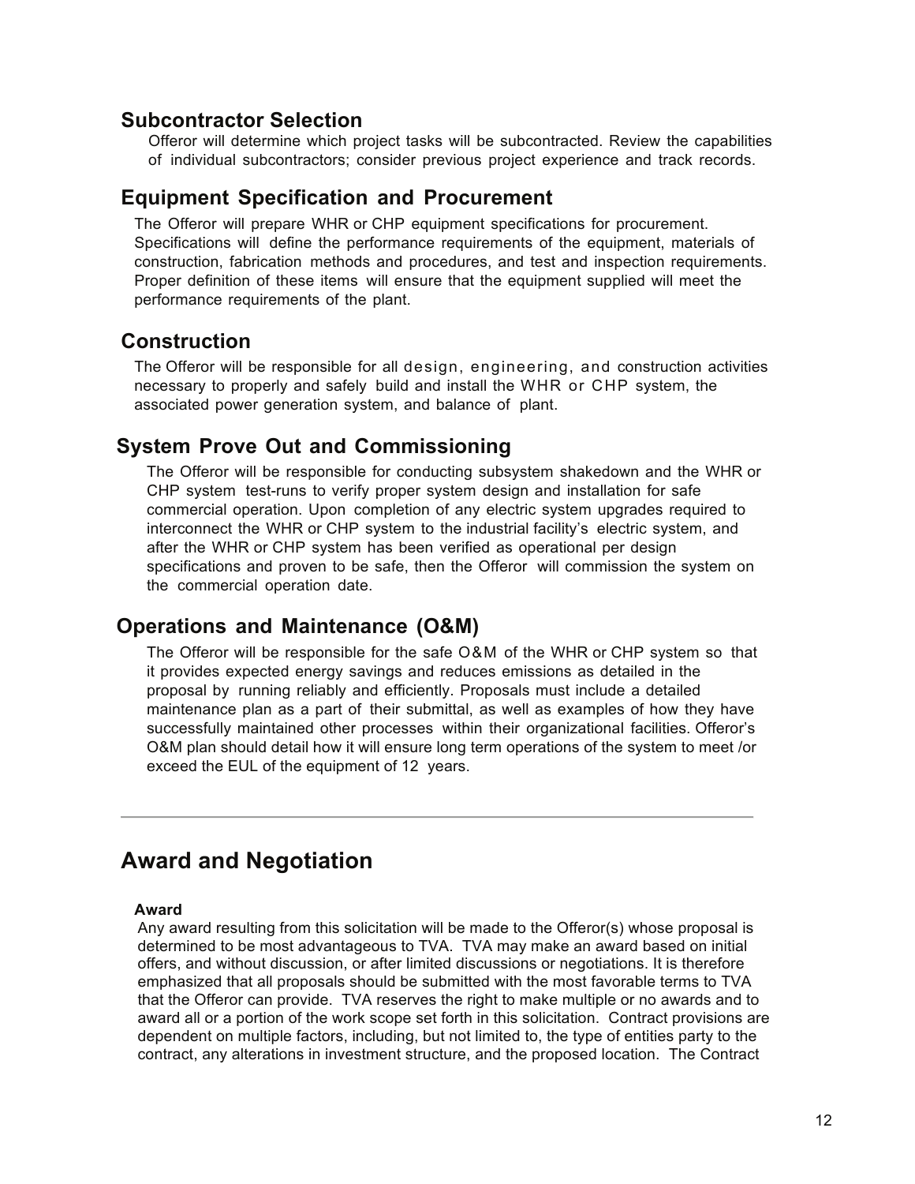### Subcontractor Selection

Offeror will determine which project tasks will be subcontracted. Review the capabilities of individual subcontractors; consider previous project experience and track records.

### Equipment Specification and Procurement

The Offeror will prepare WHR or CHP equipment specifications for procurement. Specifications will define the performance requirements of the equipment, materials of construction, fabrication methods and procedures, and test and inspection requirements. Proper definition of these items will ensure that the equipment supplied will meet the performance requirements of the plant.

### Construction

The Offeror will be responsible for all design, engineering, and construction activities necessary to properly and safely build and install the WHR or CHP system, the associated power generation system, and balance of plant.

### System Prove Out and Commissioning

The Offeror will be responsible for conducting subsystem shakedown and the WHR or CHP system test-runs to verify proper system design and installation for safe commercial operation. Upon completion of any electric system upgrades required to interconnect the WHR or CHP system to the industrial facility's electric system, and after the WHR or CHP system has been verified as operational per design specifications and proven to be safe, then the Offeror will commission the system on the commercial operation date.

### Operations and Maintenance (O&M)

The Offeror will be responsible for the safe O&M of the WHR or CHP system so that it provides expected energy savings and reduces emissions as detailed in the proposal by running reliably and efficiently. Proposals must include a detailed maintenance plan as a part of their submittal, as well as examples of how they have successfully maintained other processes within their organizational facilities. Offeror's O&M plan should detail how it will ensure long term operations of the system to meet /or exceed the EUL of the equipment of 12 years.

---

## Award and Negotiation

#### Award

Any award resulting from this solicitation will be made to the Offeror(s) whose proposal is determined to be most advantageous to TVA. TVA may make an award based on initial offers, and without discussion, or after limited discussions or negotiations. It is therefore emphasized that all proposals should be submitted with the most favorable terms to TVA that the Offeror can provide. TVA reserves the right to make multiple or no awards and to award all or a portion of the work scope set forth in this solicitation. Contract provisions are dependent on multiple factors, including, but not limited to, the type of entities party to the contract, any alterations in investment structure, and the proposed location. The Contract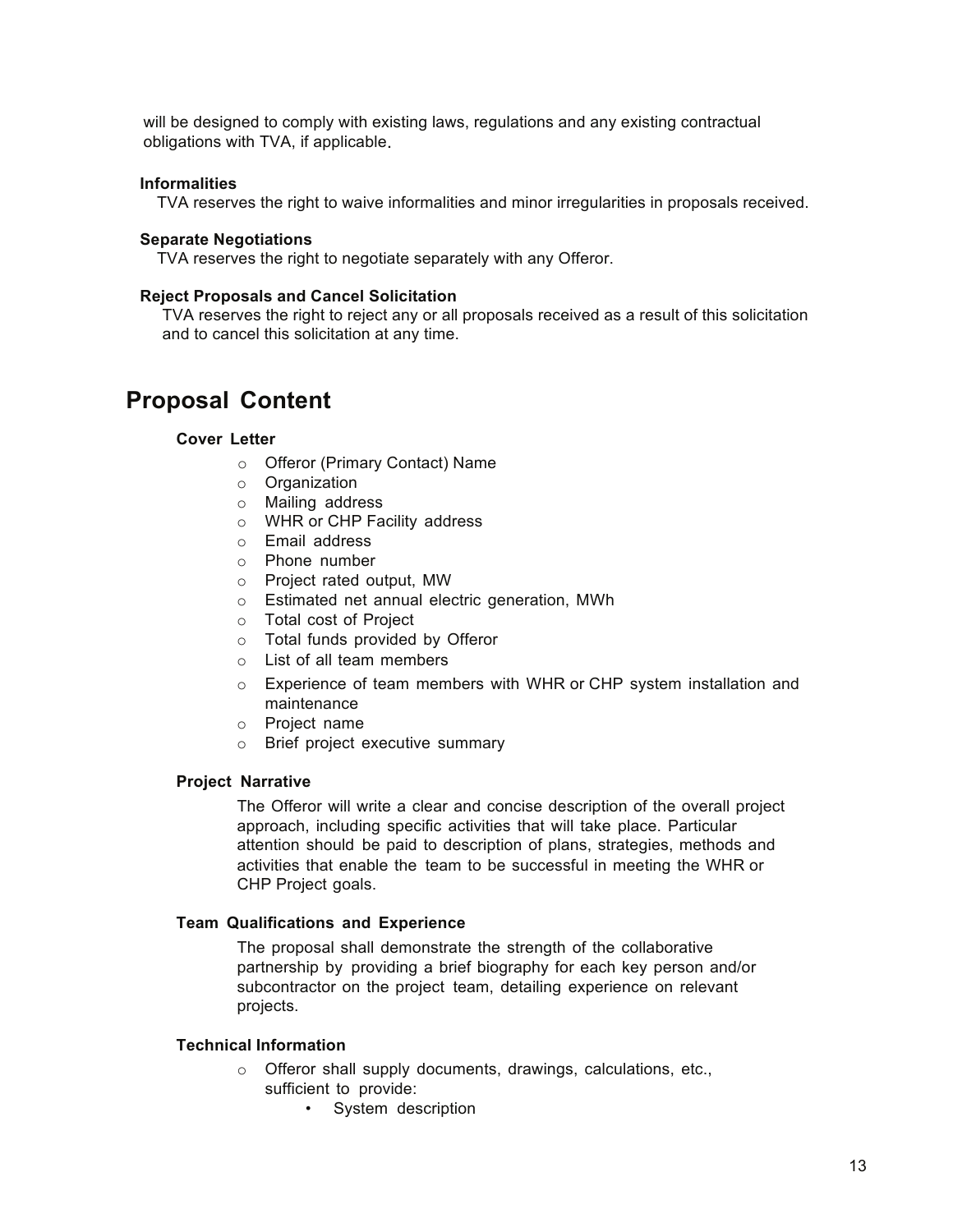will be designed to comply with existing laws, regulations and any existing contractual obligations with TVA, if applicable.

**Informalities**

TVA reserves the right to waive informalities and minor irregularities in proposals received.

**Separate Negotiations**

TVA reserves the right to negotiate separately with any Offeror.

**Reject Proposals and Cancel Solicitation**

TVA reserves the right to reject any or all proposals received as a result of this solicitation and to cancel this solicitation at any time.

# Proposal Content

**Cover Letter**

- Offeror (Primary Contact) Name
- Organization
- Mailing address
- WHR or CHP Facility address
- Email address
- Phone number
- Project rated output, MW
- Estimated net annual electric generation, MWh
- Total cost of Project
- Total funds provided by Offeror
- List of all team members
- Experience of team members with WHR or CHP system installation and maintenance
- Project name
- Brief project executive summary

**Project Narrative**

The Offeror will write a clear and concise description of the overall project approach, including specific activities that will take place. Particular attention should be paid to description of plans, strategies, methods and activities that enable the team to be successful in meeting the WHR or CHP Project goals.

**Team Qualifications and Experience**

The proposal shall demonstrate the strength of the collaborative partnership by providing a brief biography for each key person and/or subcontractor on the project team, detailing experience on relevant projects.

**Technical Information**

- Offeror shall supply documents, drawings, calculations, etc., sufficient to provide:
  - System description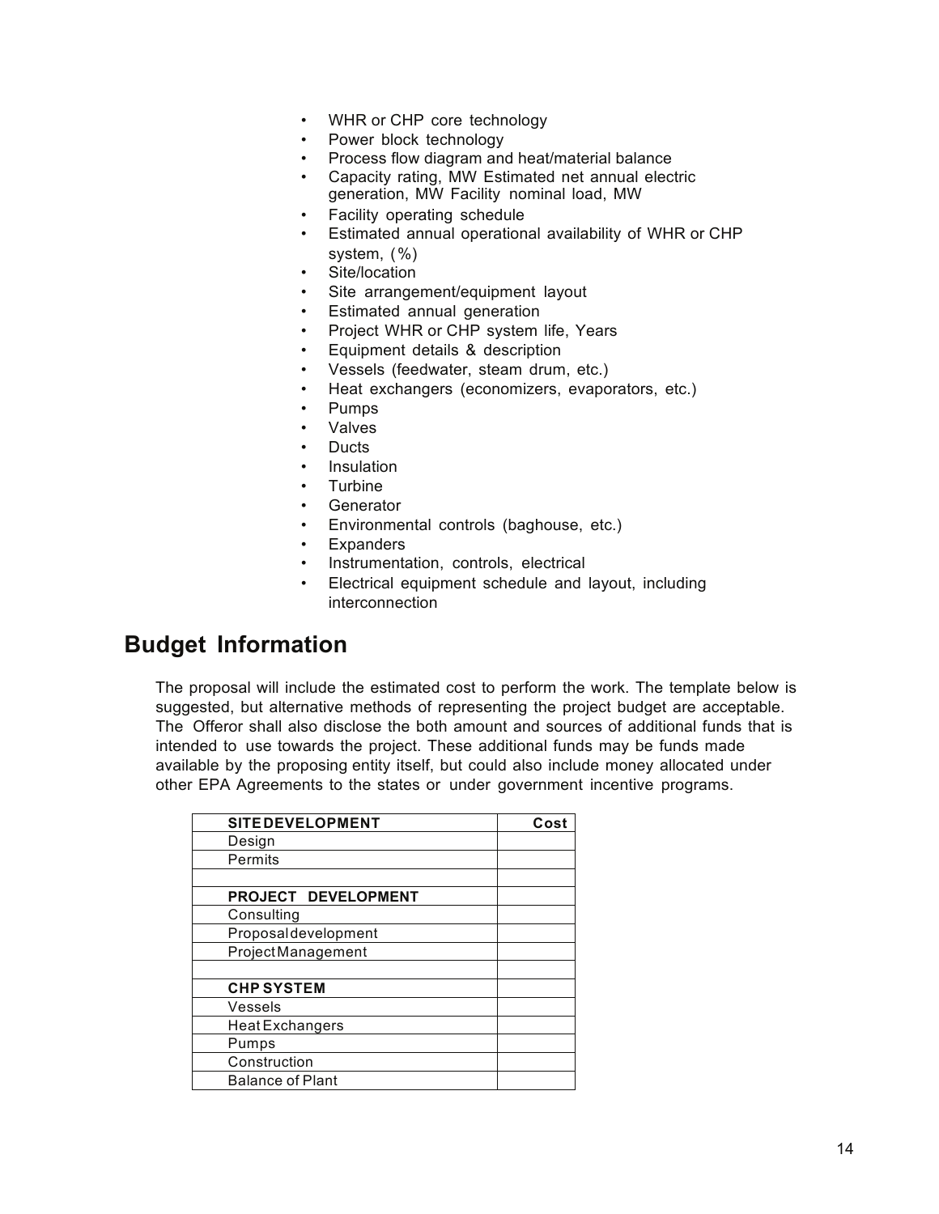- WHR or CHP core technology
- Power block technology
- Process flow diagram and heat/material balance
- Capacity rating, MW Estimated net annual electric generation, MW Facility nominal load, MW
- Facility operating schedule
- Estimated annual operational availability of WHR or CHP system, (%)
- Site/location
- Site arrangement/equipment layout
- Estimated annual generation
- Project WHR or CHP system life, Years
- Equipment details & description
- Vessels (feedwater, steam drum, etc.)
- Heat exchangers (economizers, evaporators, etc.)
- Pumps
- Valves
- Ducts
- Insulation
- Turbine
- Generator
- Environmental controls (baghouse, etc.)
- Expanders
- Instrumentation, controls, electrical
- Electrical equipment schedule and layout, including interconnection

## Budget Information

The proposal will include the estimated cost to perform the work. The template below is suggested, but alternative methods of representing the project budget are acceptable. The Offeror shall also disclose the both amount and sources of additional funds that is intended to use towards the project. These additional funds may be funds made available by the proposing entity itself, but could also include money allocated under other EPA Agreements to the states or under government incentive programs.

| **SITE DEVELOPMENT** | **Cost** |
|---|---|
| Design | |
| Permits | |
| | |
| **PROJECT DEVELOPMENT** | |
| Consulting | |
| Proposal development | |
| Project Management | |
| | |
| **CHP SYSTEM** | |
| Vessels | |
| Heat Exchangers | |
| Pumps | |
| Construction | |
| Balance of Plant | |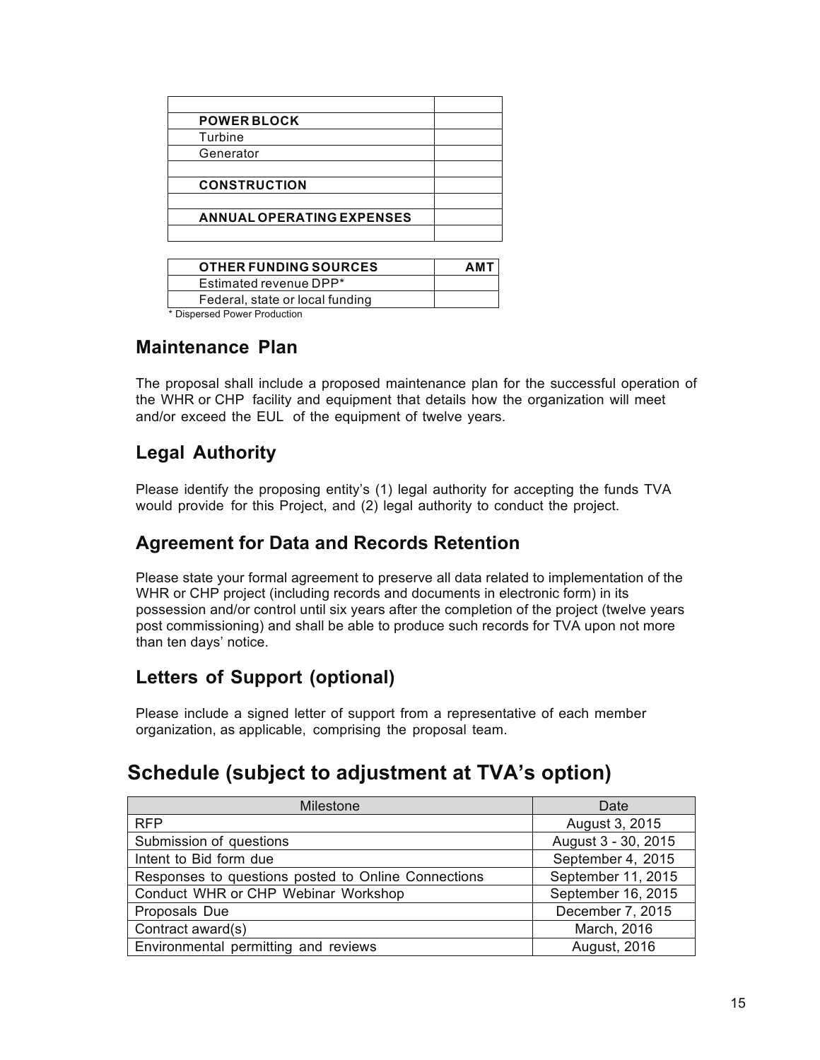| | |
|---|---|
| **POWER BLOCK** | |
| Turbine | |
| Generator | |
| | |
| **CONSTRUCTION** | |
| | |
| **ANNUAL OPERATING EXPENSES** | |
| | |

| **OTHER FUNDING SOURCES** | **AMT** |
|---|---|
| Estimated revenue DPP* | |
| Federal, state or local funding | |

\* Dispersed Power Production

## Maintenance Plan

The proposal shall include a proposed maintenance plan for the successful operation of the WHR or CHP facility and equipment that details how the organization will meet and/or exceed the EUL of the equipment of twelve years.

## Legal Authority

Please identify the proposing entity's (1) legal authority for accepting the funds TVA would provide for this Project, and (2) legal authority to conduct the project.

## Agreement for Data and Records Retention

Please state your formal agreement to preserve all data related to implementation of the WHR or CHP project (including records and documents in electronic form) in its possession and/or control until six years after the completion of the project (twelve years post commissioning) and shall be able to produce such records for TVA upon not more than ten days' notice.

## Letters of Support (optional)

Please include a signed letter of support from a representative of each member organization, as applicable, comprising the proposal team.

# Schedule (subject to adjustment at TVA's option)

| Milestone | Date |
|---|---|
| RFP | August 3, 2015 |
| Submission of questions | August 3 - 30, 2015 |
| Intent to Bid form due | September 4, 2015 |
| Responses to questions posted to Online Connections | September 11, 2015 |
| Conduct WHR or CHP Webinar Workshop | September 16, 2015 |
| Proposals Due | December 7, 2015 |
| Contract award(s) | March, 2016 |
| Environmental permitting and reviews | August, 2016 |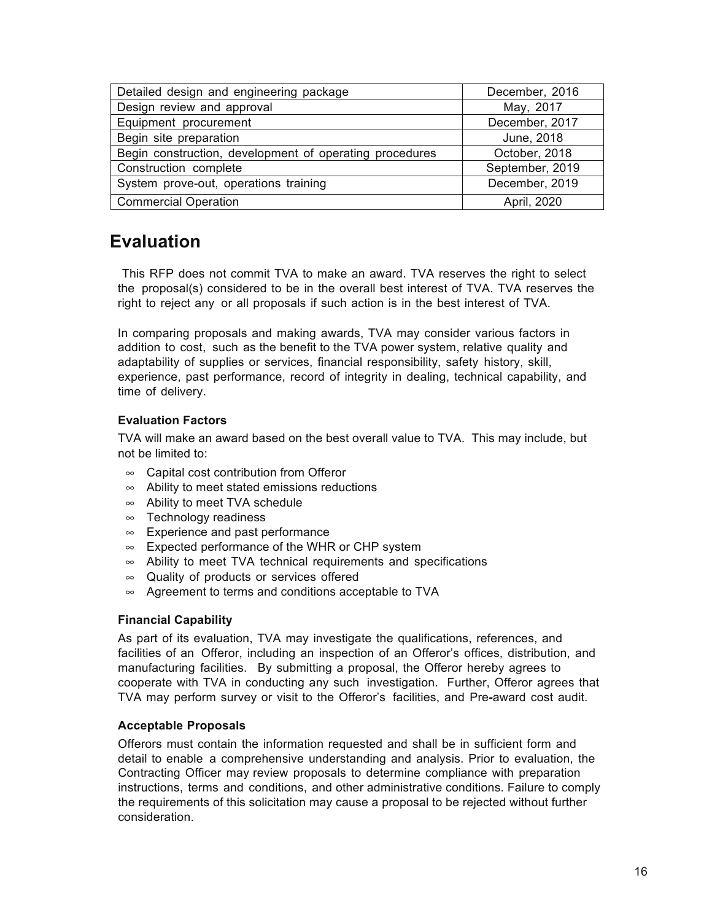| Detailed design and engineering package | December, 2016 |
| --- | --- |
| Design review and approval | May, 2017 |
| Equipment procurement | December, 2017 |
| Begin site preparation | June, 2018 |
| Begin construction, development of operating procedures | October, 2018 |
| Construction complete | September, 2019 |
| System prove-out, operations training | December, 2019 |
| Commercial Operation | April, 2020 |

# Evaluation

This RFP does not commit TVA to make an award. TVA reserves the right to select the proposal(s) considered to be in the overall best interest of TVA. TVA reserves the right to reject any or all proposals if such action is in the best interest of TVA.

In comparing proposals and making awards, TVA may consider various factors in addition to cost, such as the benefit to the TVA power system, relative quality and adaptability of supplies or services, financial responsibility, safety history, skill, experience, past performance, record of integrity in dealing, technical capability, and time of delivery.

### Evaluation Factors

TVA will make an award based on the best overall value to TVA. This may include, but not be limited to:

- Capital cost contribution from Offeror
- Ability to meet stated emissions reductions
- Ability to meet TVA schedule
- Technology readiness
- Experience and past performance
- Expected performance of the WHR or CHP system
- Ability to meet TVA technical requirements and specifications
- Quality of products or services offered
- Agreement to terms and conditions acceptable to TVA

### Financial Capability

As part of its evaluation, TVA may investigate the qualifications, references, and facilities of an Offeror, including an inspection of an Offeror's offices, distribution, and manufacturing facilities. By submitting a proposal, the Offeror hereby agrees to cooperate with TVA in conducting any such investigation. Further, Offeror agrees that TVA may perform survey or visit to the Offeror's facilities, and Pre-award cost audit.

### Acceptable Proposals

Offerors must contain the information requested and shall be in sufficient form and detail to enable a comprehensive understanding and analysis. Prior to evaluation, the Contracting Officer may review proposals to determine compliance with preparation instructions, terms and conditions, and other administrative conditions. Failure to comply the requirements of this solicitation may cause a proposal to be rejected without further consideration.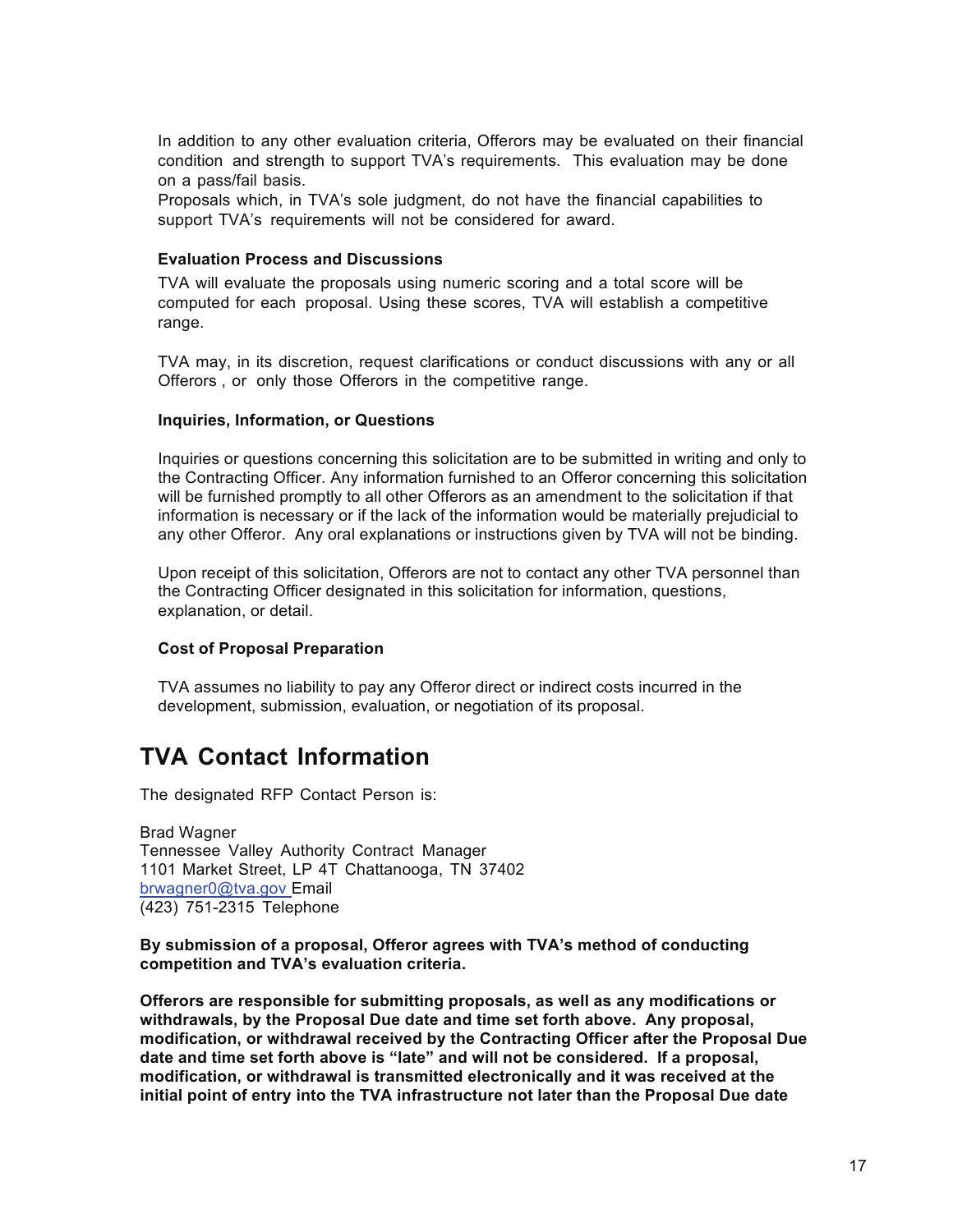In addition to any other evaluation criteria, Offerors may be evaluated on their financial condition and strength to support TVA's requirements. This evaluation may be done on a pass/fail basis.
Proposals which, in TVA's sole judgment, do not have the financial capabilities to support TVA's requirements will not be considered for award.

**Evaluation Process and Discussions**

TVA will evaluate the proposals using numeric scoring and a total score will be computed for each proposal. Using these scores, TVA will establish a competitive range.

TVA may, in its discretion, request clarifications or conduct discussions with any or all Offerors , or only those Offerors in the competitive range.

**Inquiries, Information, or Questions**

Inquiries or questions concerning this solicitation are to be submitted in writing and only to the Contracting Officer. Any information furnished to an Offeror concerning this solicitation will be furnished promptly to all other Offerors as an amendment to the solicitation if that information is necessary or if the lack of the information would be materially prejudicial to any other Offeror. Any oral explanations or instructions given by TVA will not be binding.

Upon receipt of this solicitation, Offerors are not to contact any other TVA personnel than the Contracting Officer designated in this solicitation for information, questions, explanation, or detail.

**Cost of Proposal Preparation**

TVA assumes no liability to pay any Offeror direct or indirect costs incurred in the development, submission, evaluation, or negotiation of its proposal.

## TVA Contact Information

The designated RFP Contact Person is:

Brad Wagner
Tennessee Valley Authority Contract Manager
1101 Market Street, LP 4T Chattanooga, TN 37402
brwagner0@tva.gov Email
(423) 751-2315 Telephone

**By submission of a proposal, Offeror agrees with TVA's method of conducting competition and TVA's evaluation criteria.**

**Offerors are responsible for submitting proposals, as well as any modifications or withdrawals, by the Proposal Due date and time set forth above. Any proposal, modification, or withdrawal received by the Contracting Officer after the Proposal Due date and time set forth above is "late" and will not be considered. If a proposal, modification, or withdrawal is transmitted electronically and it was received at the initial point of entry into the TVA infrastructure not later than the Proposal Due date**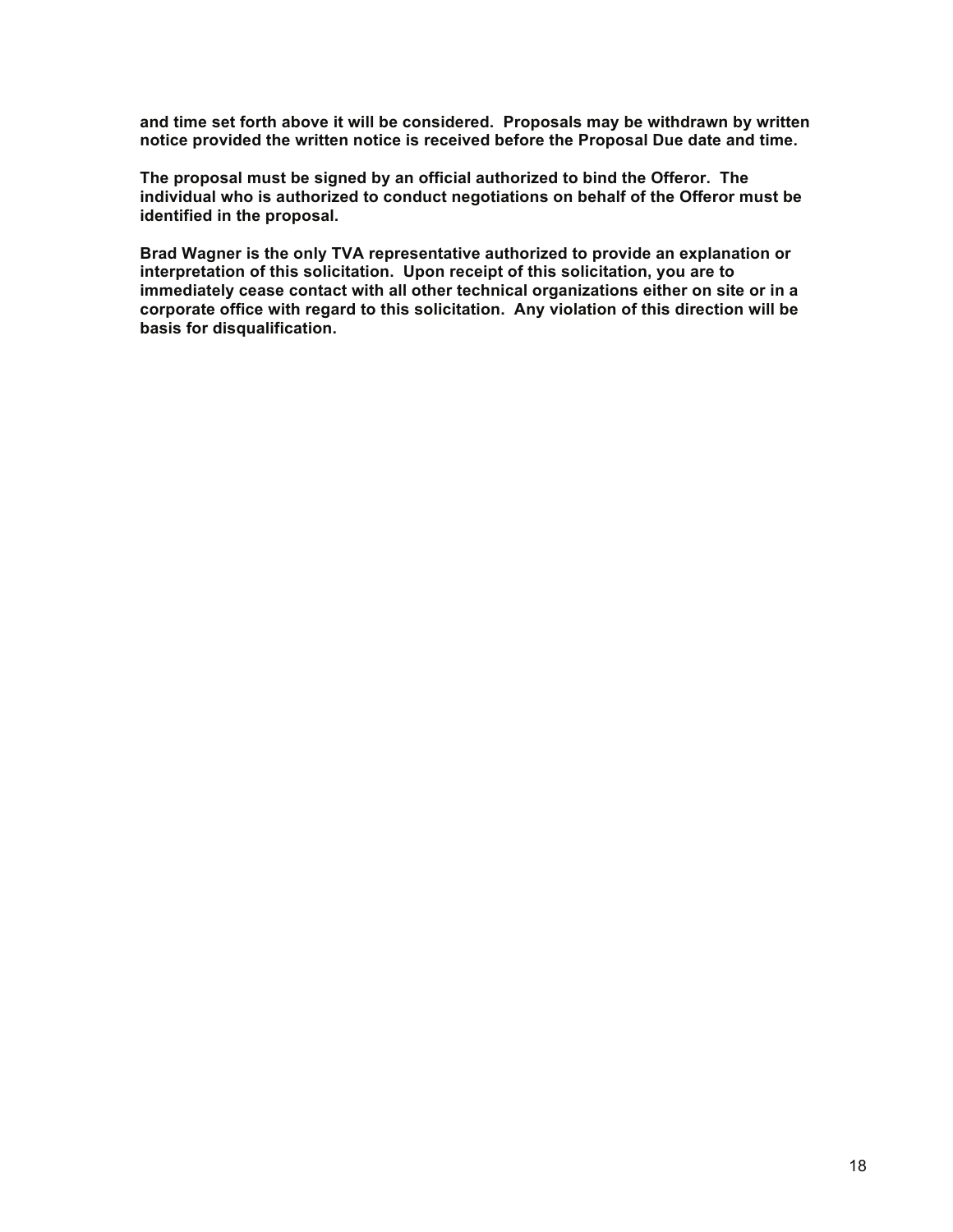**and time set forth above it will be considered. Proposals may be withdrawn by written notice provided the written notice is received before the Proposal Due date and time.**

**The proposal must be signed by an official authorized to bind the Offeror. The individual who is authorized to conduct negotiations on behalf of the Offeror must be identified in the proposal.**

**Brad Wagner is the only TVA representative authorized to provide an explanation or interpretation of this solicitation. Upon receipt of this solicitation, you are to immediately cease contact with all other technical organizations either on site or in a corporate office with regard to this solicitation. Any violation of this direction will be basis for disqualification.**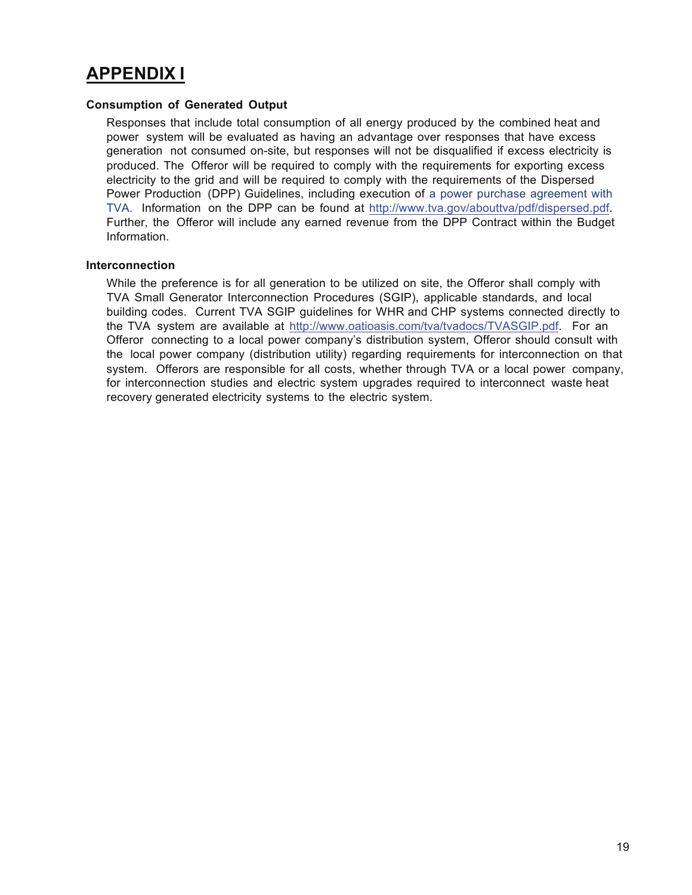# APPENDIX I

**Consumption of Generated Output**

Responses that include total consumption of all energy produced by the combined heat and power system will be evaluated as having an advantage over responses that have excess generation not consumed on-site, but responses will not be disqualified if excess electricity is produced. The Offeror will be required to comply with the requirements for exporting excess electricity to the grid and will be required to comply with the requirements of the Dispersed Power Production (DPP) Guidelines, including execution of a power purchase agreement with TVA. Information on the DPP can be found at http://www.tva.gov/abouttva/pdf/dispersed.pdf. Further, the Offeror will include any earned revenue from the DPP Contract within the Budget Information.

**Interconnection**

While the preference is for all generation to be utilized on site, the Offeror shall comply with TVA Small Generator Interconnection Procedures (SGIP), applicable standards, and local building codes. Current TVA SGIP guidelines for WHR and CHP systems connected directly to the TVA system are available at http://www.oatioasis.com/tva/tvadocs/TVASGIP.pdf. For an Offeror connecting to a local power company's distribution system, Offeror should consult with the local power company (distribution utility) regarding requirements for interconnection on that system. Offerors are responsible for all costs, whether through TVA or a local power company, for interconnection studies and electric system upgrades required to interconnect waste heat recovery generated electricity systems to the electric system.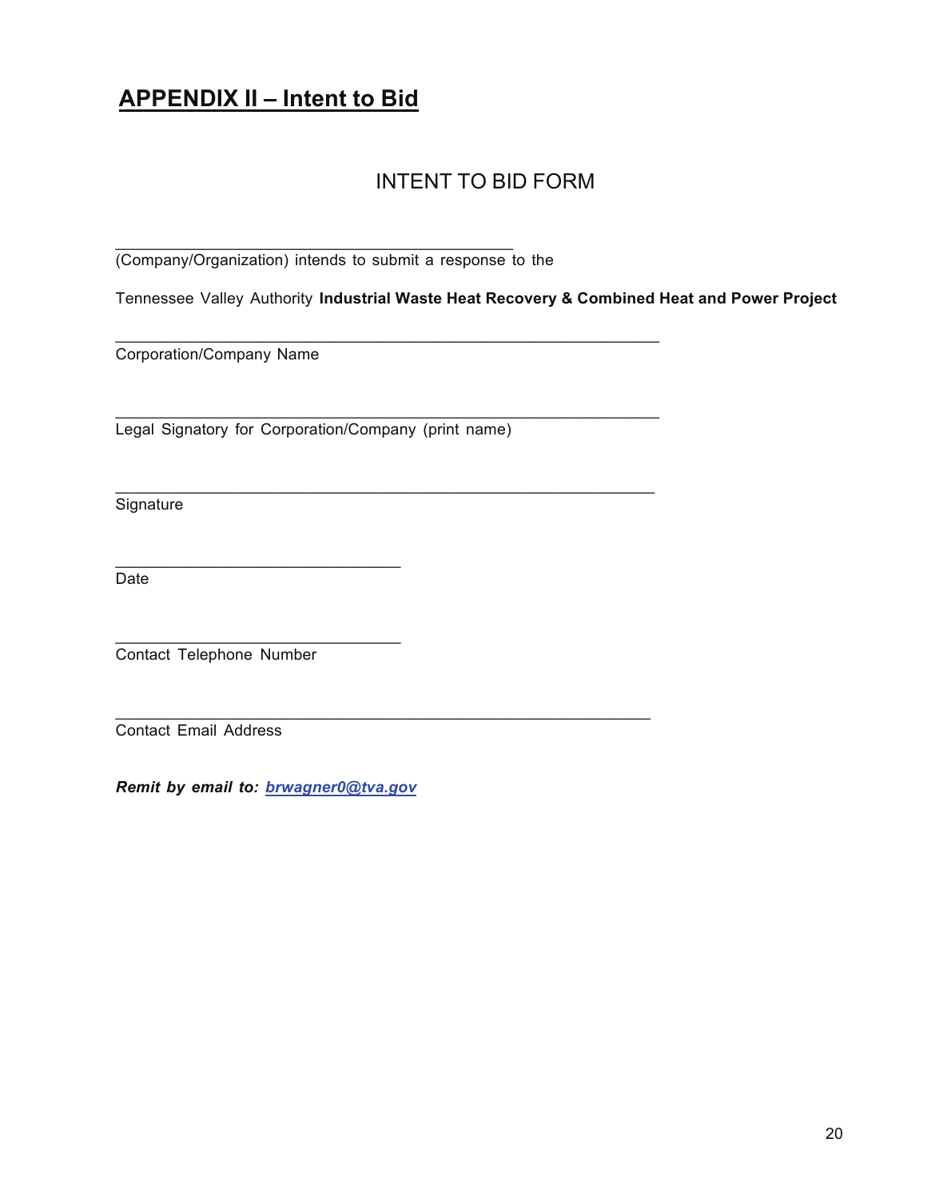## APPENDIX II – Intent to Bid

INTENT TO BID FORM

_____________________________________________

(Company/Organization) intends to submit a response to the

Tennessee Valley Authority **Industrial Waste Heat Recovery & Combined Heat and Power Project**

______________________________________________________________

Corporation/Company Name

______________________________________________________________

Legal Signatory for Corporation/Company (print name)

______________________________________________________________

Signature

________________________________

Date

________________________________

Contact Telephone Number

______________________________________________________________

Contact Email Address

***Remit by email to: brwagner0@tva.gov***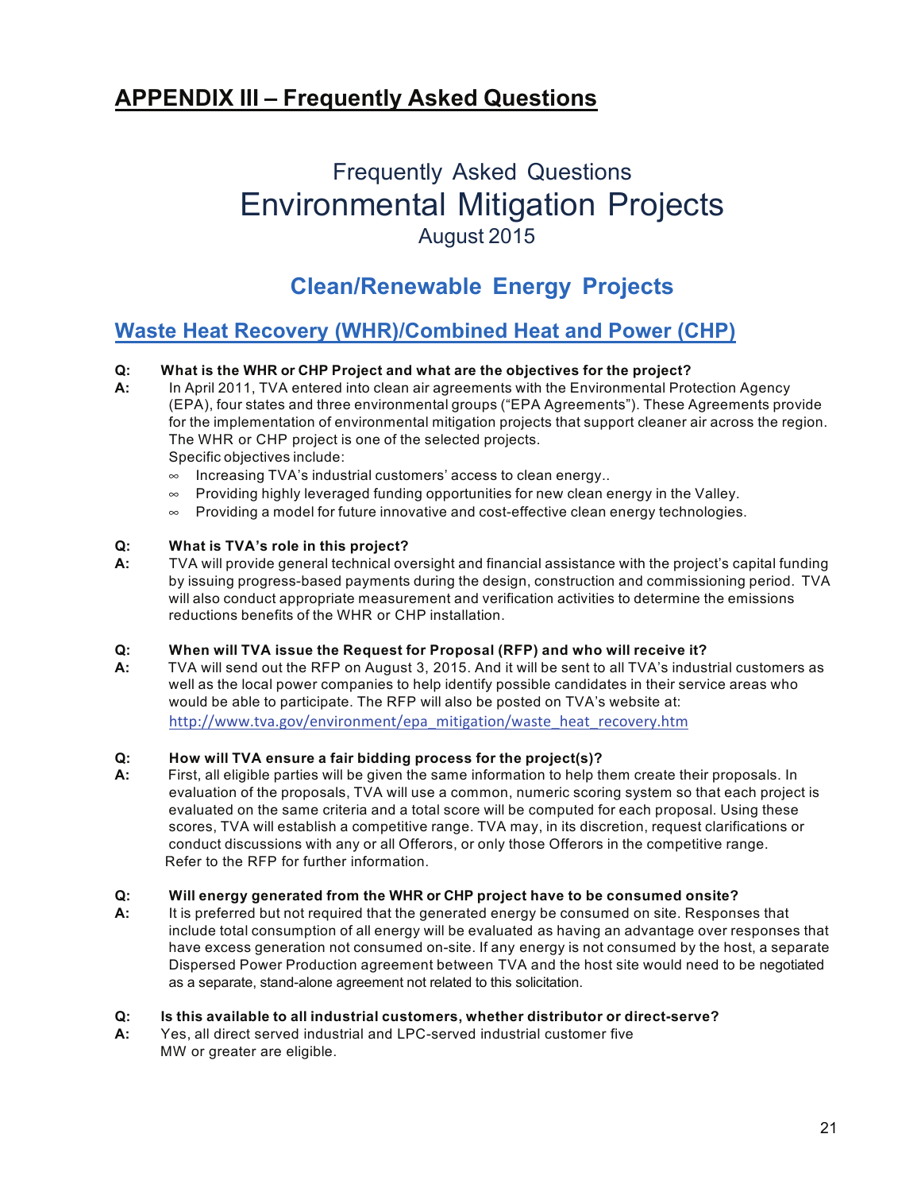## APPENDIX III – Frequently Asked Questions

# Frequently Asked Questions
# Environmental Mitigation Projects
August 2015

## Clean/Renewable Energy Projects

### Waste Heat Recovery (WHR)/Combined Heat and Power (CHP)

**Q: What is the WHR or CHP Project and what are the objectives for the project?**

**A:** In April 2011, TVA entered into clean air agreements with the Environmental Protection Agency (EPA), four states and three environmental groups ("EPA Agreements"). These Agreements provide for the implementation of environmental mitigation projects that support cleaner air across the region. The WHR or CHP project is one of the selected projects.

Specific objectives include:

- Increasing TVA's industrial customers' access to clean energy..
- Providing highly leveraged funding opportunities for new clean energy in the Valley.
- Providing a model for future innovative and cost-effective clean energy technologies.

**Q: What is TVA's role in this project?**

**A:** TVA will provide general technical oversight and financial assistance with the project's capital funding by issuing progress-based payments during the design, construction and commissioning period. TVA will also conduct appropriate measurement and verification activities to determine the emissions reductions benefits of the WHR or CHP installation.

**Q: When will TVA issue the Request for Proposal (RFP) and who will receive it?**

**A:** TVA will send out the RFP on August 3, 2015. And it will be sent to all TVA's industrial customers as well as the local power companies to help identify possible candidates in their service areas who would be able to participate. The RFP will also be posted on TVA's website at: http://www.tva.gov/environment/epa_mitigation/waste_heat_recovery.htm

**Q: How will TVA ensure a fair bidding process for the project(s)?**

**A:** First, all eligible parties will be given the same information to help them create their proposals. In evaluation of the proposals, TVA will use a common, numeric scoring system so that each project is evaluated on the same criteria and a total score will be computed for each proposal. Using these scores, TVA will establish a competitive range. TVA may, in its discretion, request clarifications or conduct discussions with any or all Offerors, or only those Offerors in the competitive range. Refer to the RFP for further information.

**Q: Will energy generated from the WHR or CHP project have to be consumed onsite?**

**A:** It is preferred but not required that the generated energy be consumed on site. Responses that include total consumption of all energy will be evaluated as having an advantage over responses that have excess generation not consumed on-site. If any energy is not consumed by the host, a separate Dispersed Power Production agreement between TVA and the host site would need to be negotiated as a separate, stand-alone agreement not related to this solicitation.

**Q: Is this available to all industrial customers, whether distributor or direct-serve?**

**A:** Yes, all direct served industrial and LPC-served industrial customer five MW or greater are eligible.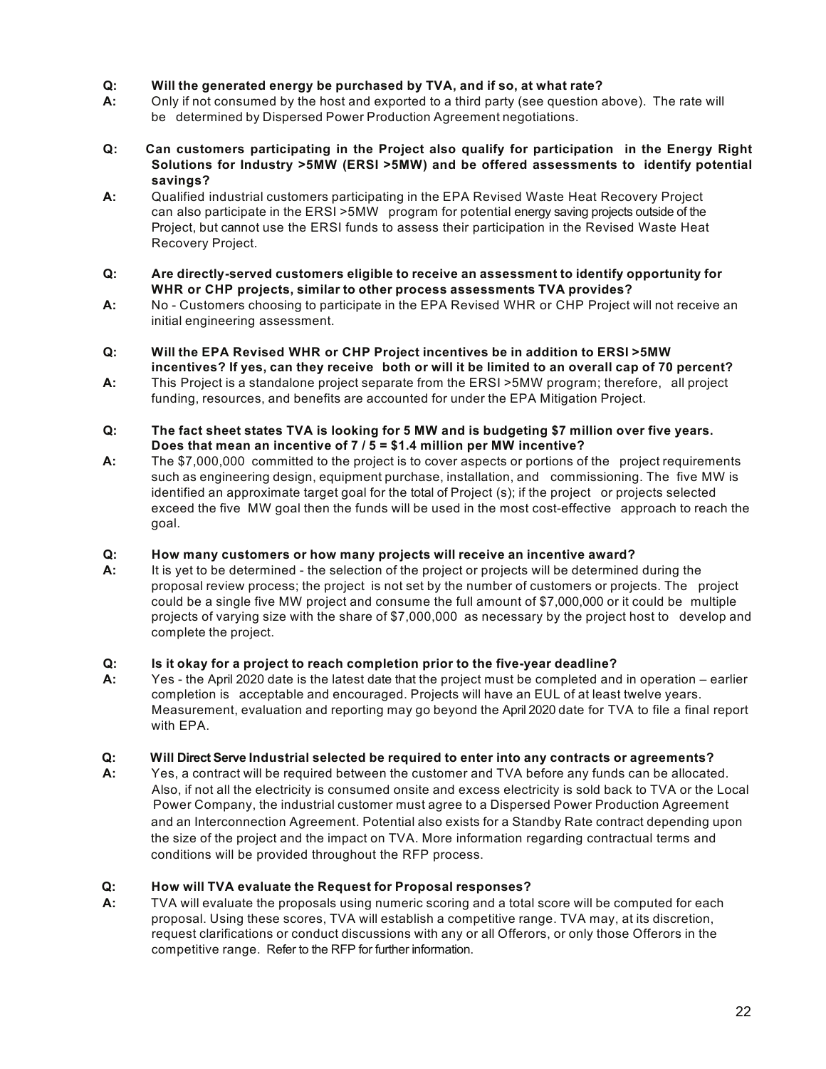**Q:** **Will the generated energy be purchased by TVA, and if so, at what rate?**
**A:** Only if not consumed by the host and exported to a third party (see question above). The rate will be determined by Dispersed Power Production Agreement negotiations.

**Q:** **Can customers participating in the Project also qualify for participation in the Energy Right Solutions for Industry >5MW (ERSI >5MW) and be offered assessments to identify potential savings?**
**A:** Qualified industrial customers participating in the EPA Revised Waste Heat Recovery Project can also participate in the ERSI >5MW program for potential energy saving projects outside of the Project, but cannot use the ERSI funds to assess their participation in the Revised Waste Heat Recovery Project.

**Q:** **Are directly-served customers eligible to receive an assessment to identify opportunity for WHR or CHP projects, similar to other process assessments TVA provides?**
**A:** No - Customers choosing to participate in the EPA Revised WHR or CHP Project will not receive an initial engineering assessment.

**Q:** **Will the EPA Revised WHR or CHP Project incentives be in addition to ERSI >5MW incentives? If yes, can they receive both or will it be limited to an overall cap of 70 percent?**
**A:** This Project is a standalone project separate from the ERSI >5MW program; therefore, all project funding, resources, and benefits are accounted for under the EPA Mitigation Project.

**Q:** **The fact sheet states TVA is looking for 5 MW and is budgeting $7 million over five years. Does that mean an incentive of 7 / 5 = $1.4 million per MW incentive?**
**A:** The $7,000,000 committed to the project is to cover aspects or portions of the project requirements such as engineering design, equipment purchase, installation, and commissioning. The five MW is identified an approximate target goal for the total of Project (s); if the project or projects selected exceed the five MW goal then the funds will be used in the most cost-effective approach to reach the goal.

**Q:** **How many customers or how many projects will receive an incentive award?**
**A:** It is yet to be determined - the selection of the project or projects will be determined during the proposal review process; the project is not set by the number of customers or projects. The project could be a single five MW project and consume the full amount of $7,000,000 or it could be multiple projects of varying size with the share of $7,000,000 as necessary by the project host to develop and complete the project.

**Q:** **Is it okay for a project to reach completion prior to the five-year deadline?**
**A:** Yes - the April 2020 date is the latest date that the project must be completed and in operation – earlier completion is acceptable and encouraged. Projects will have an EUL of at least twelve years. Measurement, evaluation and reporting may go beyond the April 2020 date for TVA to file a final report with EPA.

**Q:** **Will Direct Serve Industrial selected be required to enter into any contracts or agreements?**
**A:** Yes, a contract will be required between the customer and TVA before any funds can be allocated. Also, if not all the electricity is consumed onsite and excess electricity is sold back to TVA or the Local Power Company, the industrial customer must agree to a Dispersed Power Production Agreement and an Interconnection Agreement. Potential also exists for a Standby Rate contract depending upon the size of the project and the impact on TVA. More information regarding contractual terms and conditions will be provided throughout the RFP process.

**Q:** **How will TVA evaluate the Request for Proposal responses?**
**A:** TVA will evaluate the proposals using numeric scoring and a total score will be computed for each proposal. Using these scores, TVA will establish a competitive range. TVA may, at its discretion, request clarifications or conduct discussions with any or all Offerors, or only those Offerors in the competitive range. Refer to the RFP for further information.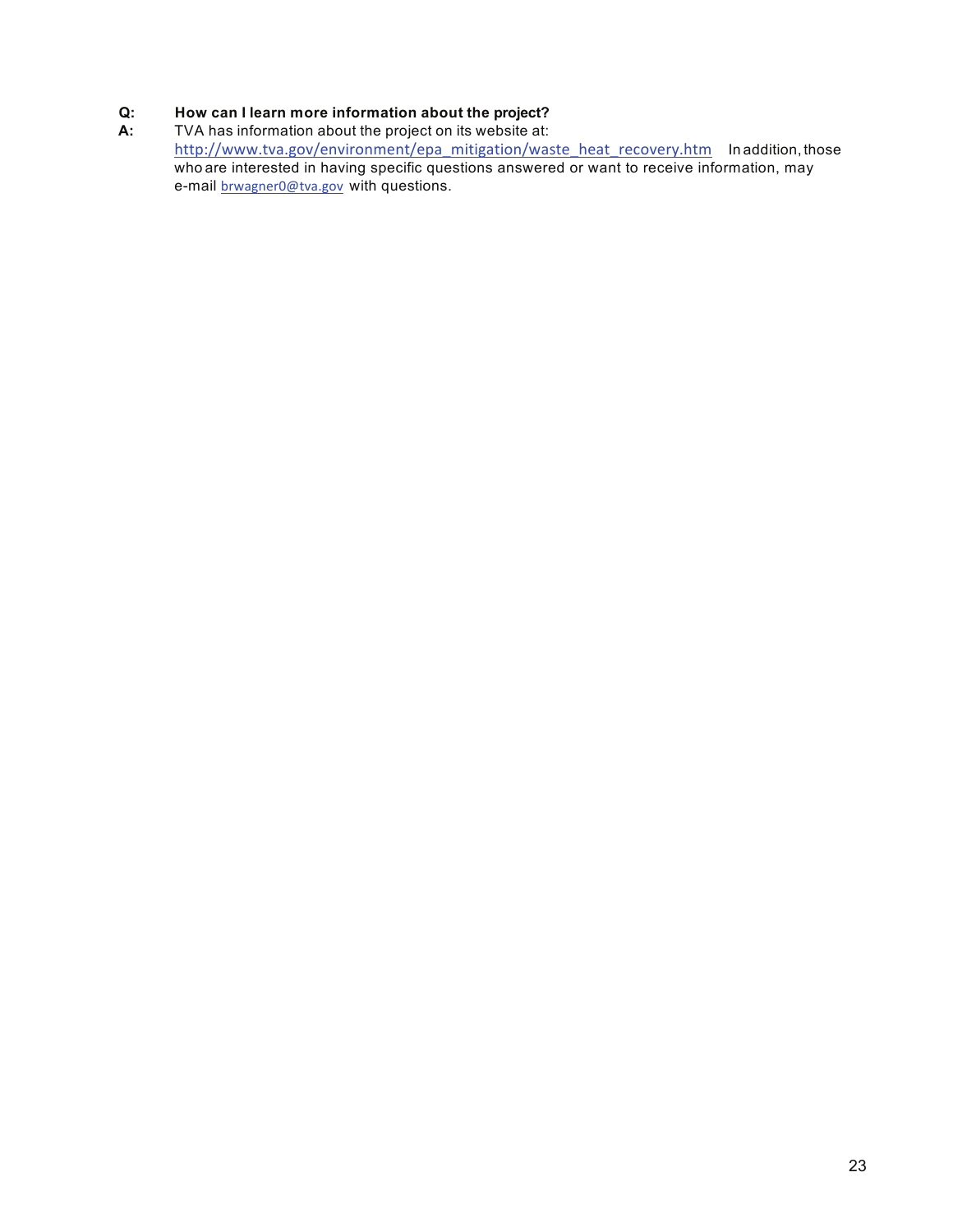**Q: How can I learn more information about the project?**

**A:** TVA has information about the project on its website at: http://www.tva.gov/environment/epa_mitigation/waste_heat_recovery.htm In addition, those who are interested in having specific questions answered or want to receive information, may e-mail brwagner0@tva.gov with questions.